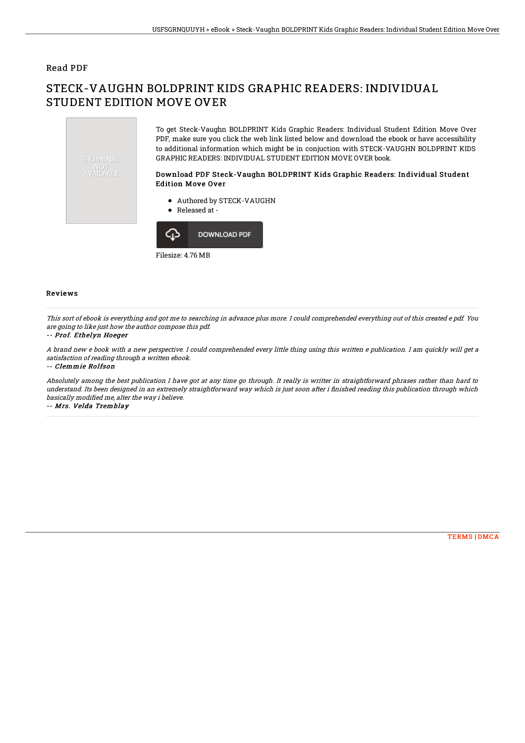Read PDF

# STECK-VAUGHN BOLDPRINT KIDS GRAPHIC READERS: INDIVIDUAL STUDENT EDITION MOVE OVER

THUMBNAIL NOT AVAILABLE

To get Steck-Vaughn BOLDPRINT Kids Graphic Readers: Individual Student Edition Move Over PDF, make sure you click the web link listed below and download the ebook or have accessibility to additional information which might be in conjuction with STECK-VAUGHN BOLDPRINT KIDS GRAPHIC READERS: INDIVIDUAL STUDENT EDITION MOVE OVER book.

### Download PDF Steck-Vaughn BOLDPRINT Kids Graphic Readers: Individual Student Edition Move Over

- Authored by STECK-VAUGHN
- Released at -

DOWNLOAD PDF

Filesize: 4.76 MB

## Reviews

*This sort of ebook is everything and got me to searching in advance plus more. I could comprehended everything out of this created e pdf. You are going to like just how the author compose this pdf.*

*-- Prof. Ethelyn Hoeger*

*A brand new e book with a new perspective. I could comprehended every little thing using this written e publication. I am quickly will get a satisfaction of reading through a written ebook.*

*-- Clemmie Rolfson*

*Absolutely among the best publication I have got at any time go through. It really is writter in straightforward phrases rather than hard to understand. Its been designed in an extremely straightforward way which is just soon after i finished reading this publication through which basically modified me, alter the way i believe.*

*-- Mrs. Velda Tremblay*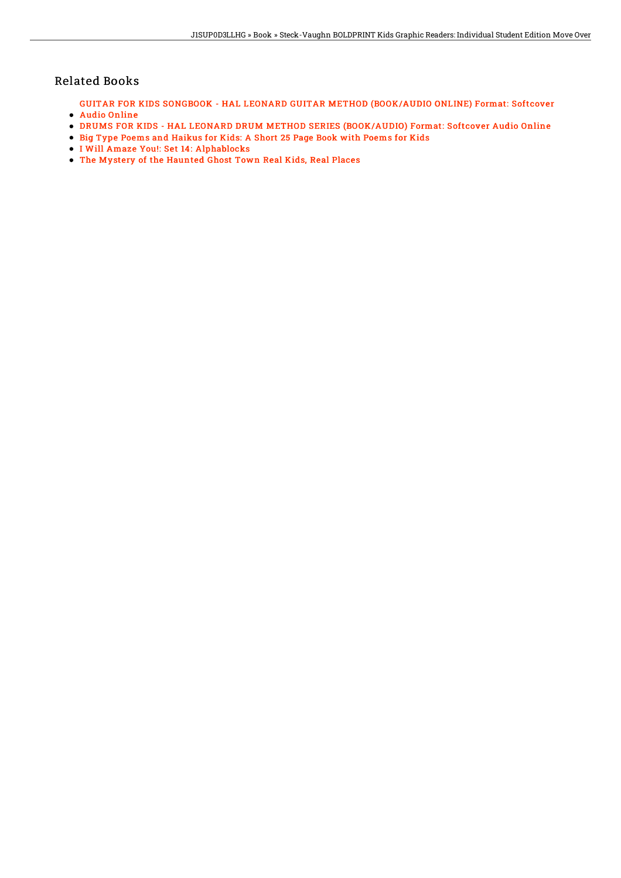## Related Books

- GUITAR FOR KIDS SONGBOOK - HAL LEONARD GUITAR METHOD (BOOK/AUDIO ONLINE) Format: Softcover Audio Online
- DRUMS FOR KIDS - HAL LEONARD DRUM METHOD SERIES (BOOK/AUDIO) Format: Softcover Audio Online
- Big Type Poems and Haikus for Kids: A Short 25 Page Book with Poems for Kids
- I Will Amaze You!: Set 14: Alphablocks
- The Mystery of the Haunted Ghost Town Real Kids, Real Places